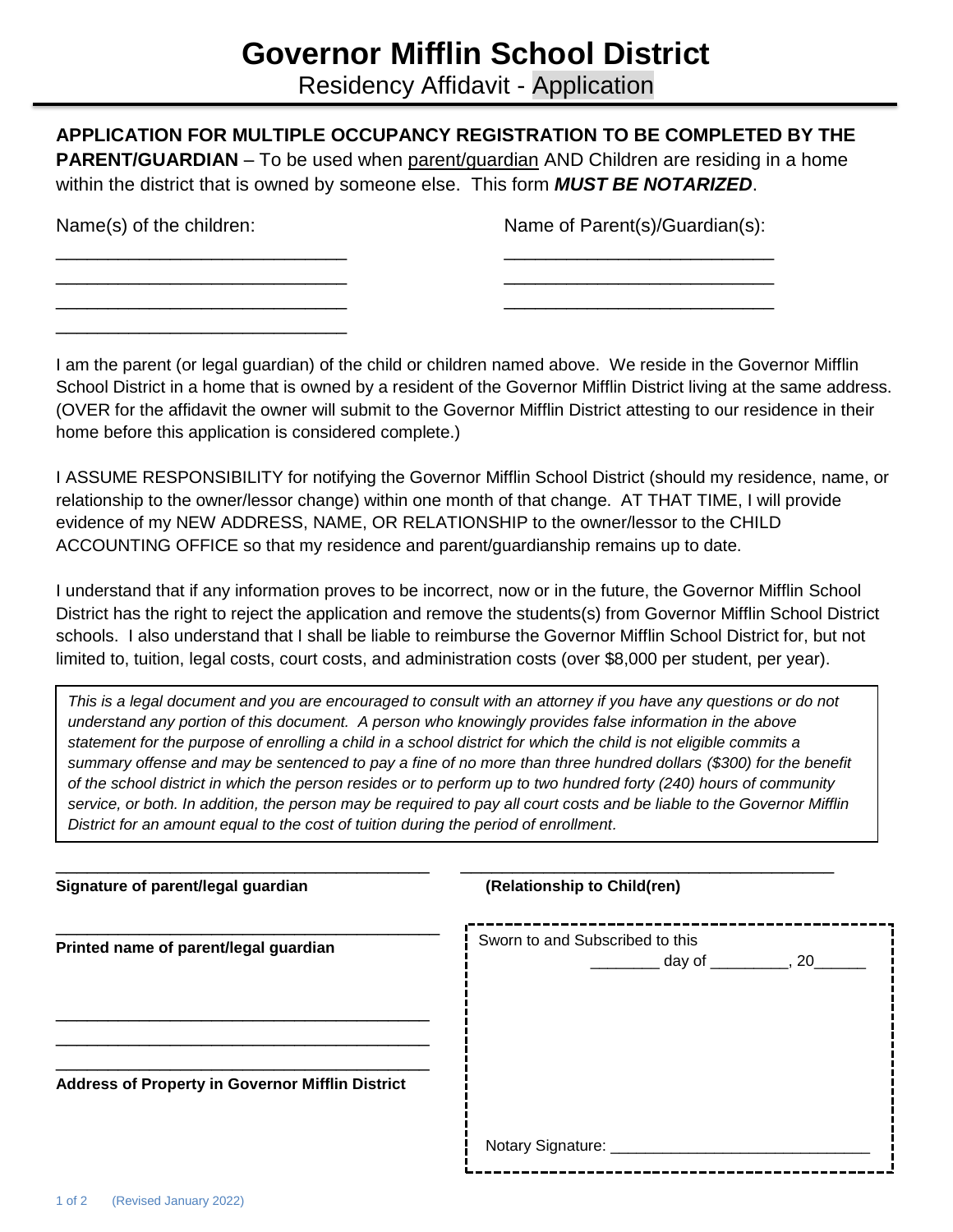# Governor Mifflin School District

Residency Affidavit - Application

**APPLICATION FOR MULTIPLE OCCUPANCY REGISTRATION TO BE COMPLETED BY THE PARENT/GUARDIAN** – To be used when parent/guardian AND Children are residing in a home within the district that is owned by someone else. This form ***MUST BE NOTARIZED***.

Name(s) of the children:

_____________________________

_____________________________

_____________________________

_____________________________

Name of Parent(s)/Guardian(s):

___________________________

___________________________

___________________________

I am the parent (or legal guardian) of the child or children named above. We reside in the Governor Mifflin School District in a home that is owned by a resident of the Governor Mifflin District living at the same address. (OVER for the affidavit the owner will submit to the Governor Mifflin District attesting to our residence in their home before this application is considered complete.)

I ASSUME RESPONSIBILITY for notifying the Governor Mifflin School District (should my residence, name, or relationship to the owner/lessor change) within one month of that change. AT THAT TIME, I will provide evidence of my NEW ADDRESS, NAME, OR RELATIONSHIP to the owner/lessor to the CHILD ACCOUNTING OFFICE so that my residence and parent/guardianship remains up to date.

I understand that if any information proves to be incorrect, now or in the future, the Governor Mifflin School District has the right to reject the application and remove the students(s) from Governor Mifflin School District schools. I also understand that I shall be liable to reimburse the Governor Mifflin School District for, but not limited to, tuition, legal costs, court costs, and administration costs (over $8,000 per student, per year).

*This is a legal document and you are encouraged to consult with an attorney if you have any questions or do not understand any portion of this document. A person who knowingly provides false information in the above statement for the purpose of enrolling a child in a school district for which the child is not eligible commits a summary offense and may be sentenced to pay a fine of no more than three hundred dollars ($300) for the benefit of the school district in which the person resides or to perform up to two hundred forty (240) hours of community service, or both. In addition, the person may be required to pay all court costs and be liable to the Governor Mifflin District for an amount equal to the cost of tuition during the period of enrollment.*

_____________________________________

**Signature of parent/legal guardian**

_____________________________________

**(Relationship to Child(ren))**

_____________________________________

**Printed name of parent/legal guardian**

_____________________________________

_____________________________________

_____________________________________

**Address of Property in Governor Mifflin District**

Sworn to and Subscribed to this ________ day of _________, 20______

Notary Signature: ______________________________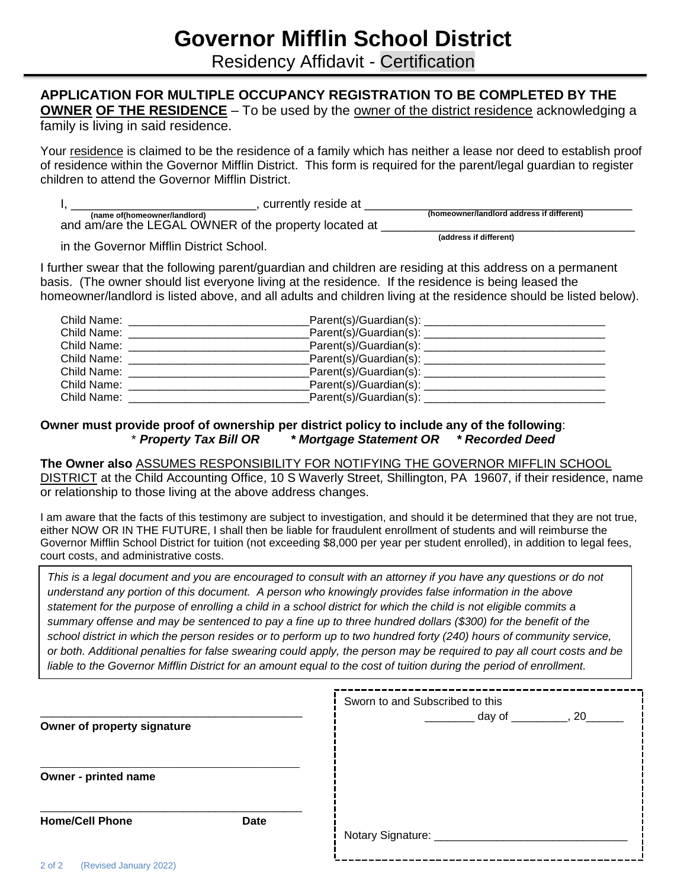# Governor Mifflin School District

## Residency Affidavit - Certification

**APPLICATION FOR MULTIPLE OCCUPANCY REGISTRATION TO BE COMPLETED BY THE OWNER OF THE RESIDENCE** – To be used by the owner of the district residence acknowledging a family is living in said residence.

Your residence is claimed to be the residence of a family which has neither a lease nor deed to establish proof of residence within the Governor Mifflin District. This form is required for the parent/legal guardian to register children to attend the Governor Mifflin District.

I, ____________________________, currently reside at ________________________________________
(name of(homeowner/landlord)) (homeowner/landlord address if different)
and am/are the LEGAL OWNER of the property located at ____________________________________
(address if different)
in the Governor Mifflin District School.

I further swear that the following parent/guardian and children are residing at this address on a permanent basis. (The owner should list everyone living at the residence. If the residence is being leased the homeowner/landlord is listed above, and all adults and children living at the residence should be listed below).

Child Name: ____________________________ Parent(s)/Guardian(s): ____________________________
Child Name: ____________________________ Parent(s)/Guardian(s): ____________________________
Child Name: ____________________________ Parent(s)/Guardian(s): ____________________________
Child Name: ____________________________ Parent(s)/Guardian(s): ____________________________
Child Name: ____________________________ Parent(s)/Guardian(s): ____________________________
Child Name: ____________________________ Parent(s)/Guardian(s): ____________________________
Child Name: ____________________________ Parent(s)/Guardian(s): ____________________________

**Owner must provide proof of ownership per district policy to include any of the following**:
* ***Property Tax Bill OR*** ***\* Mortgage Statement OR*** ***\* Recorded Deed***

**The Owner also** ASSUMES RESPONSIBILITY FOR NOTIFYING THE GOVERNOR MIFFLIN SCHOOL DISTRICT at the Child Accounting Office, 10 S Waverly Street, Shillington, PA 19607, if their residence, name or relationship to those living at the above address changes.

I am aware that the facts of this testimony are subject to investigation, and should it be determined that they are not true, either NOW OR IN THE FUTURE, I shall then be liable for fraudulent enrollment of students and will reimburse the Governor Mifflin School District for tuition (not exceeding $8,000 per year per student enrolled), in addition to legal fees, court costs, and administrative costs.

*This is a legal document and you are encouraged to consult with an attorney if you have any questions or do not understand any portion of this document. A person who knowingly provides false information in the above statement for the purpose of enrolling a child in a school district for which the child is not eligible commits a summary offense and may be sentenced to pay a fine up to three hundred dollars ($300) for the benefit of the school district in which the person resides or to perform up to two hundred forty (240) hours of community service, or both. Additional penalties for false swearing could apply, the person may be required to pay all court costs and be liable to the Governor Mifflin District for an amount equal to the cost of tuition during the period of enrollment.*

________________________________________
**Owner of property signature**

________________________________________
**Owner - printed name**

________________________________________
**Home/Cell Phone** **Date**

Sworn to and Subscribed to this
________ day of _________, 20______

Notary Signature: ______________________________

(Revised January 2022)